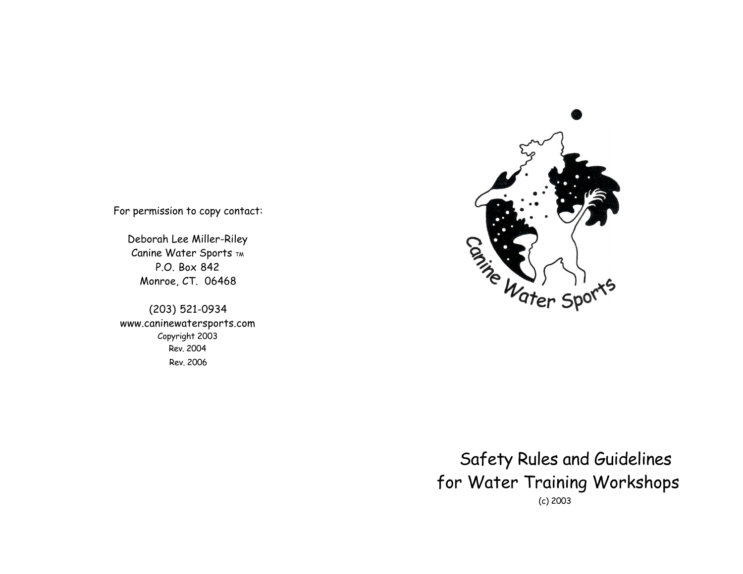For permission to copy contact:

Deborah Lee Miller-Riley
Canine Water Sports ™
P.O. Box 842
Monroe, CT. 06468

(203) 521-0934
www.caninewatersports.com
Copyright 2003
Rev. 2004
Rev. 2006

Canine Water Sports

# Safety Rules and Guidelines for Water Training Workshops

(c) 2003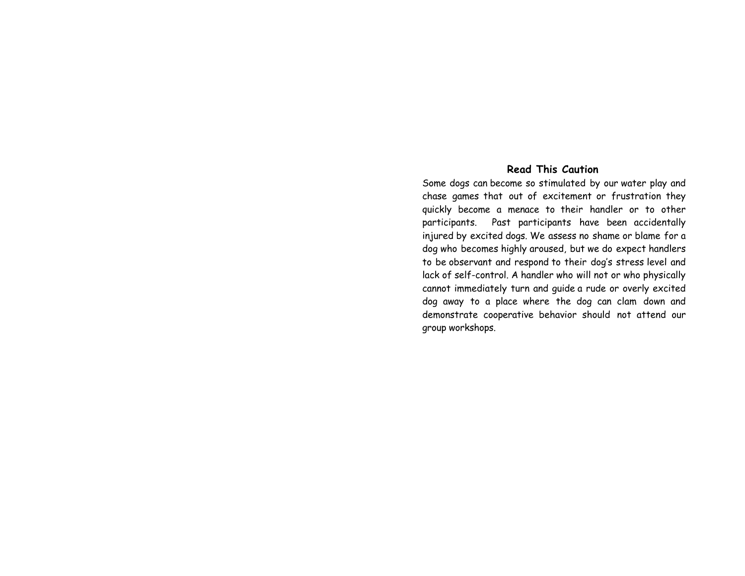## Read This Caution

Some dogs can become so stimulated by our water play and chase games that out of excitement or frustration they quickly become a menace to their handler or to other participants. Past participants have been accidentally injured by excited dogs. We assess no shame or blame for a dog who becomes highly aroused, but we do expect handlers to be observant and respond to their dog's stress level and lack of self-control. A handler who will not or who physically cannot immediately turn and guide a rude or overly excited dog away to a place where the dog can clam down and demonstrate cooperative behavior should not attend our group workshops.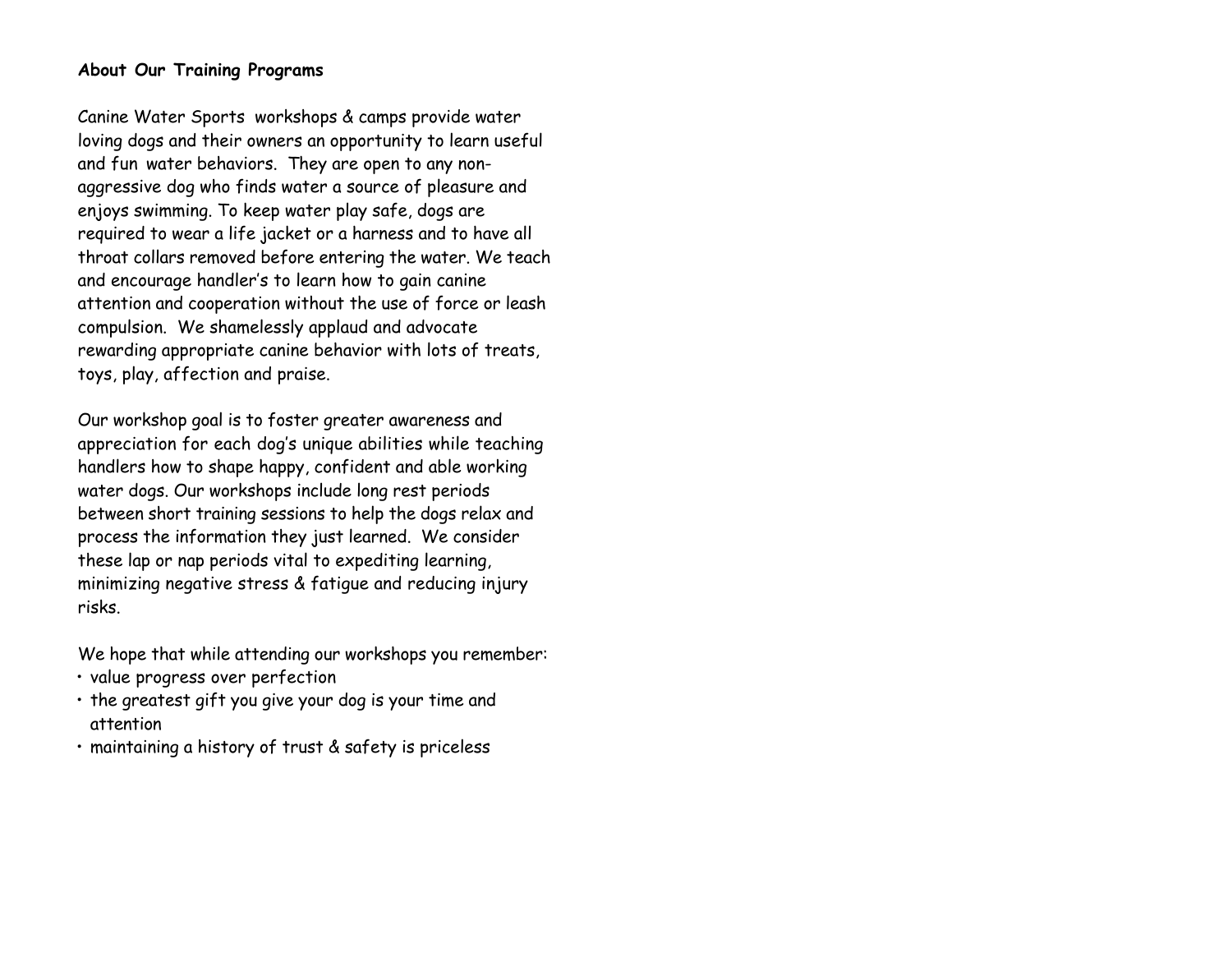**About Our Training Programs**

Canine Water Sports workshops & camps provide water loving dogs and their owners an opportunity to learn useful and fun water behaviors. They are open to any non-aggressive dog who finds water a source of pleasure and enjoys swimming. To keep water play safe, dogs are required to wear a life jacket or a harness and to have all throat collars removed before entering the water. We teach and encourage handler's to learn how to gain canine attention and cooperation without the use of force or leash compulsion. We shamelessly applaud and advocate rewarding appropriate canine behavior with lots of treats, toys, play, affection and praise.

Our workshop goal is to foster greater awareness and appreciation for each dog's unique abilities while teaching handlers how to shape happy, confident and able working water dogs. Our workshops include long rest periods between short training sessions to help the dogs relax and process the information they just learned. We consider these lap or nap periods vital to expediting learning, minimizing negative stress & fatigue and reducing injury risks.

We hope that while attending our workshops you remember:

- value progress over perfection
- the greatest gift you give your dog is your time and attention
- maintaining a history of trust & safety is priceless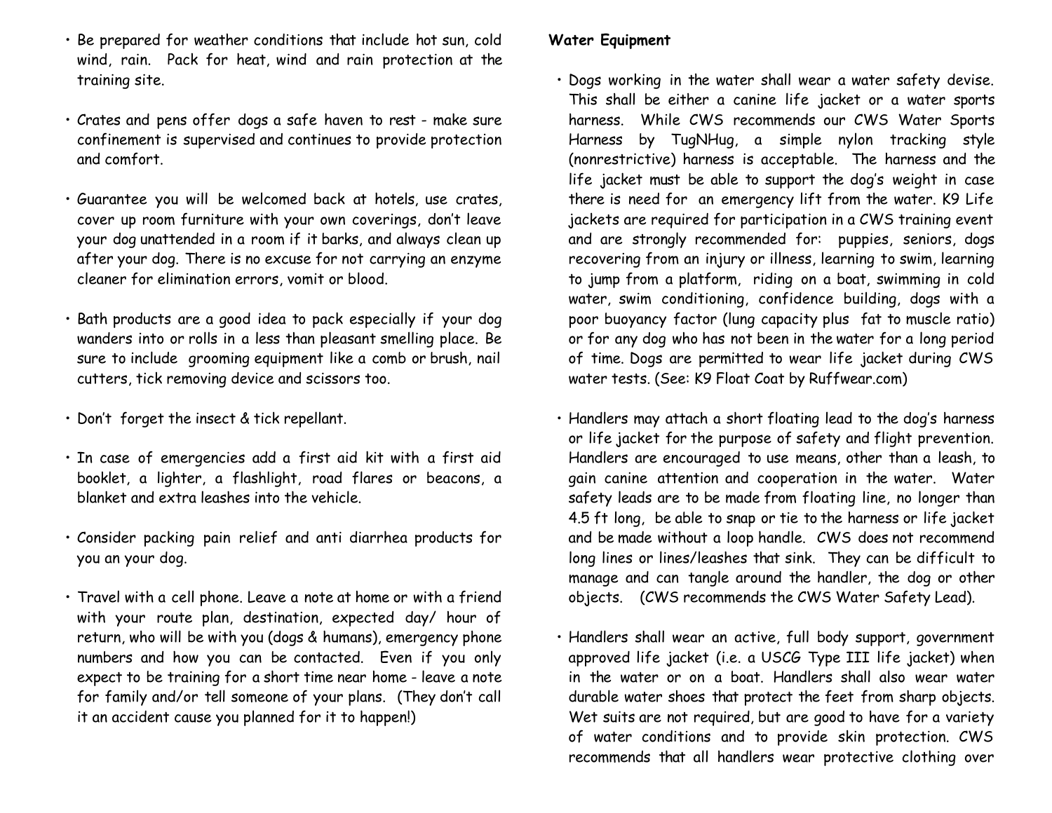- Be prepared for weather conditions that include hot sun, cold wind, rain. Pack for heat, wind and rain protection at the training site.

- Crates and pens offer dogs a safe haven to rest - make sure confinement is supervised and continues to provide protection and comfort.

- Guarantee you will be welcomed back at hotels, use crates, cover up room furniture with your own coverings, don't leave your dog unattended in a room if it barks, and always clean up after your dog. There is no excuse for not carrying an enzyme cleaner for elimination errors, vomit or blood.

- Bath products are a good idea to pack especially if your dog wanders into or rolls in a less than pleasant smelling place. Be sure to include grooming equipment like a comb or brush, nail cutters, tick removing device and scissors too.

- Don't forget the insect & tick repellant.

- In case of emergencies add a first aid kit with a first aid booklet, a lighter, a flashlight, road flares or beacons, a blanket and extra leashes into the vehicle.

- Consider packing pain relief and anti diarrhea products for you an your dog.

- Travel with a cell phone. Leave a note at home or with a friend with your route plan, destination, expected day/ hour of return, who will be with you (dogs & humans), emergency phone numbers and how you can be contacted. Even if you only expect to be training for a short time near home - leave a note for family and/or tell someone of your plans. (They don't call it an accident cause you planned for it to happen!)

**Water Equipment**

- Dogs working in the water shall wear a water safety devise. This shall be either a canine life jacket or a water sports harness. While CWS recommends our CWS Water Sports Harness by TugNHug, a simple nylon tracking style (nonrestrictive) harness is acceptable. The harness and the life jacket must be able to support the dog's weight in case there is need for an emergency lift from the water. K9 Life jackets are required for participation in a CWS training event and are strongly recommended for: puppies, seniors, dogs recovering from an injury or illness, learning to swim, learning to jump from a platform, riding on a boat, swimming in cold water, swim conditioning, confidence building, dogs with a poor buoyancy factor (lung capacity plus fat to muscle ratio) or for any dog who has not been in the water for a long period of time. Dogs are permitted to wear life jacket during CWS water tests. (See: K9 Float Coat by Ruffwear.com)

- Handlers may attach a short floating lead to the dog's harness or life jacket for the purpose of safety and flight prevention. Handlers are encouraged to use means, other than a leash, to gain canine attention and cooperation in the water. Water safety leads are to be made from floating line, no longer than 4.5 ft long, be able to snap or tie to the harness or life jacket and be made without a loop handle. CWS does not recommend long lines or lines/leashes that sink. They can be difficult to manage and can tangle around the handler, the dog or other objects. (CWS recommends the CWS Water Safety Lead).

- Handlers shall wear an active, full body support, government approved life jacket (i.e. a USCG Type III life jacket) when in the water or on a boat. Handlers shall also wear water durable water shoes that protect the feet from sharp objects. Wet suits are not required, but are good to have for a variety of water conditions and to provide skin protection. CWS recommends that all handlers wear protective clothing over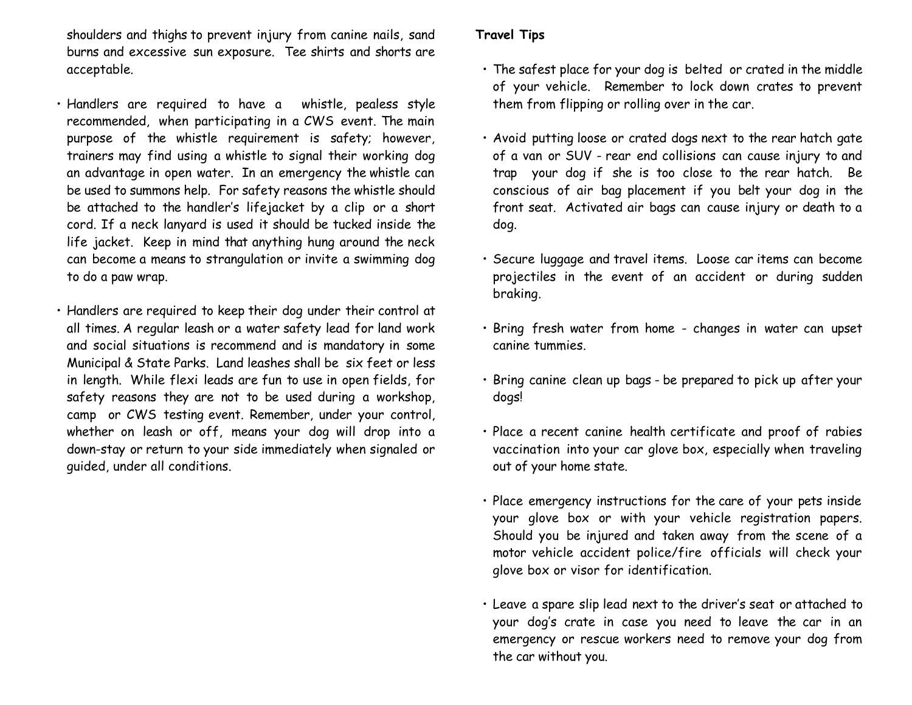shoulders and thighs to prevent injury from canine nails, sand burns and excessive sun exposure. Tee shirts and shorts are acceptable.

- Handlers are required to have a whistle, pealess style recommended, when participating in a CWS event. The main purpose of the whistle requirement is safety; however, trainers may find using a whistle to signal their working dog an advantage in open water. In an emergency the whistle can be used to summons help. For safety reasons the whistle should be attached to the handler's lifejacket by a clip or a short cord. If a neck lanyard is used it should be tucked inside the life jacket. Keep in mind that anything hung around the neck can become a means to strangulation or invite a swimming dog to do a paw wrap.

- Handlers are required to keep their dog under their control at all times. A regular leash or a water safety lead for land work and social situations is recommend and is mandatory in some Municipal & State Parks. Land leashes shall be six feet or less in length. While flexi leads are fun to use in open fields, for safety reasons they are not to be used during a workshop, camp or CWS testing event. Remember, under your control, whether on leash or off, means your dog will drop into a down-stay or return to your side immediately when signaled or guided, under all conditions.

**Travel Tips**

- The safest place for your dog is belted or crated in the middle of your vehicle. Remember to lock down crates to prevent them from flipping or rolling over in the car.

- Avoid putting loose or crated dogs next to the rear hatch gate of a van or SUV - rear end collisions can cause injury to and trap your dog if she is too close to the rear hatch. Be conscious of air bag placement if you belt your dog in the front seat. Activated air bags can cause injury or death to a dog.

- Secure luggage and travel items. Loose car items can become projectiles in the event of an accident or during sudden braking.

- Bring fresh water from home - changes in water can upset canine tummies.

- Bring canine clean up bags - be prepared to pick up after your dogs!

- Place a recent canine health certificate and proof of rabies vaccination into your car glove box, especially when traveling out of your home state.

- Place emergency instructions for the care of your pets inside your glove box or with your vehicle registration papers. Should you be injured and taken away from the scene of a motor vehicle accident police/fire officials will check your glove box or visor for identification.

- Leave a spare slip lead next to the driver's seat or attached to your dog's crate in case you need to leave the car in an emergency or rescue workers need to remove your dog from the car without you.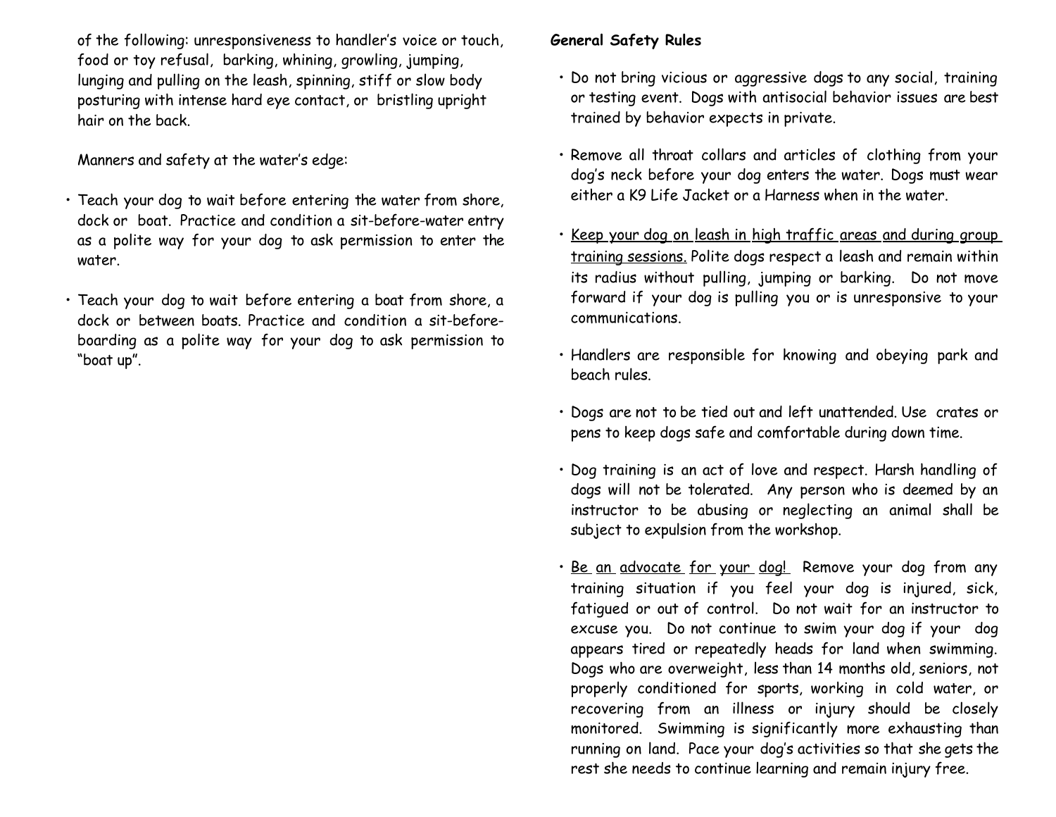of the following: unresponsiveness to handler's voice or touch, food or toy refusal, barking, whining, growling, jumping, lunging and pulling on the leash, spinning, stiff or slow body posturing with intense hard eye contact, or bristling upright hair on the back.

Manners and safety at the water's edge:

- Teach your dog to wait before entering the water from shore, dock or boat. Practice and condition a sit-before-water entry as a polite way for your dog to ask permission to enter the water.
- Teach your dog to wait before entering a boat from shore, a dock or between boats. Practice and condition a sit-before-boarding as a polite way for your dog to ask permission to "boat up".

**General Safety Rules**

- Do not bring vicious or aggressive dogs to any social, training or testing event. Dogs with antisocial behavior issues are best trained by behavior expects in private.
- Remove all throat collars and articles of clothing from your dog's neck before your dog enters the water. Dogs must wear either a K9 Life Jacket or a Harness when in the water.
- <u>Keep your dog on leash in high traffic areas and during group training sessions.</u> Polite dogs respect a leash and remain within its radius without pulling, jumping or barking. Do not move forward if your dog is pulling you or is unresponsive to your communications.
- Handlers are responsible for knowing and obeying park and beach rules.
- Dogs are not to be tied out and left unattended. Use crates or pens to keep dogs safe and comfortable during down time.
- Dog training is an act of love and respect. Harsh handling of dogs will not be tolerated. Any person who is deemed by an instructor to be abusing or neglecting an animal shall be subject to expulsion from the workshop.
- <u>Be an advocate for your dog!</u> Remove your dog from any training situation if you feel your dog is injured, sick, fatigued or out of control. Do not wait for an instructor to excuse you. Do not continue to swim your dog if your dog appears tired or repeatedly heads for land when swimming. Dogs who are overweight, less than 14 months old, seniors, not properly conditioned for sports, working in cold water, or recovering from an illness or injury should be closely monitored. Swimming is significantly more exhausting than running on land. Pace your dog's activities so that she gets the rest she needs to continue learning and remain injury free.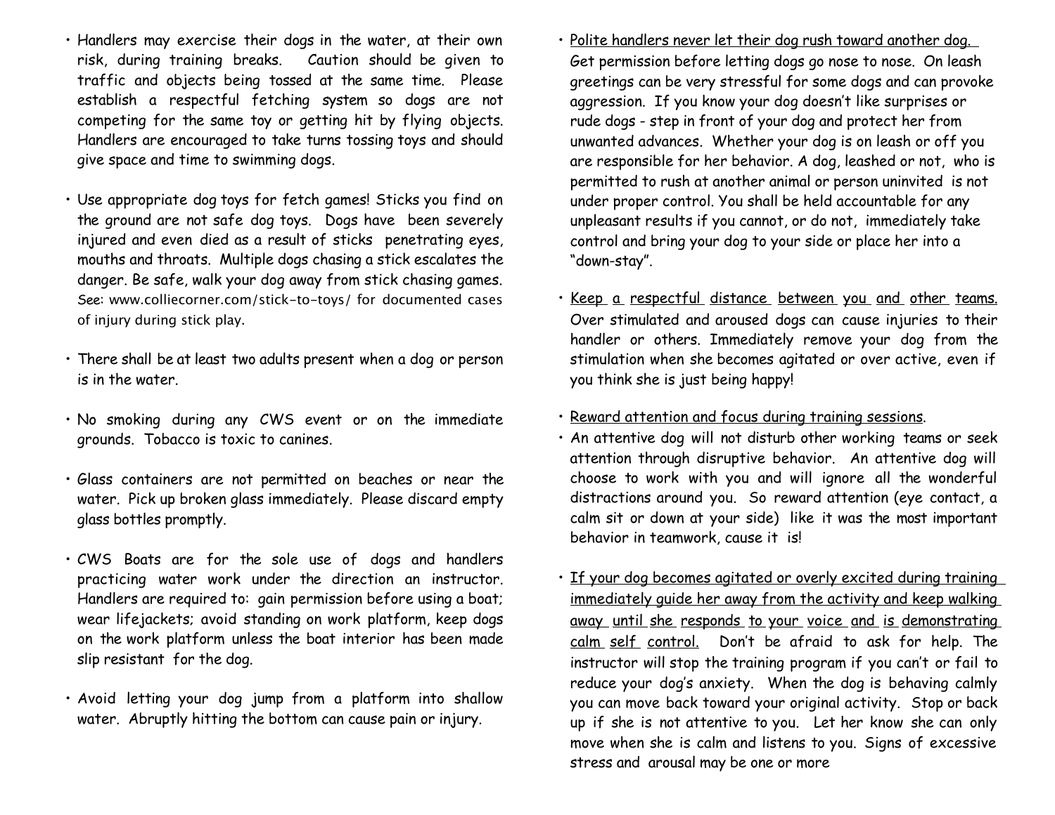- Handlers may exercise their dogs in the water, at their own risk, during training breaks. Caution should be given to traffic and objects being tossed at the same time. Please establish a respectful fetching system so dogs are not competing for the same toy or getting hit by flying objects. Handlers are encouraged to take turns tossing toys and should give space and time to swimming dogs.

- Use appropriate dog toys for fetch games! Sticks you find on the ground are not safe dog toys. Dogs have been severely injured and even died as a result of sticks penetrating eyes, mouths and throats. Multiple dogs chasing a stick escalates the danger. Be safe, walk your dog away from stick chasing games. See: www.colliecorner.com/stick-to-toys/ for documented cases of injury during stick play.

- There shall be at least two adults present when a dog or person is in the water.

- No smoking during any CWS event or on the immediate grounds. Tobacco is toxic to canines.

- Glass containers are not permitted on beaches or near the water. Pick up broken glass immediately. Please discard empty glass bottles promptly.

- CWS Boats are for the sole use of dogs and handlers practicing water work under the direction an instructor. Handlers are required to: gain permission before using a boat; wear lifejackets; avoid standing on work platform, keep dogs on the work platform unless the boat interior has been made slip resistant for the dog.

- Avoid letting your dog jump from a platform into shallow water. Abruptly hitting the bottom can cause pain or injury.

- <u>Polite handlers never let their dog rush toward another dog.</u> Get permission before letting dogs go nose to nose. On leash greetings can be very stressful for some dogs and can provoke aggression. If you know your dog doesn't like surprises or rude dogs - step in front of your dog and protect her from unwanted advances. Whether your dog is on leash or off you are responsible for her behavior. A dog, leashed or not, who is permitted to rush at another animal or person uninvited is not under proper control. You shall be held accountable for any unpleasant results if you cannot, or do not, immediately take control and bring your dog to your side or place her into a "down-stay".

- <u>Keep a respectful distance between you and other teams.</u> Over stimulated and aroused dogs can cause injuries to their handler or others. Immediately remove your dog from the stimulation when she becomes agitated or over active, even if you think she is just being happy!

- <u>Reward attention and focus during training sessions</u>.
- An attentive dog will not disturb other working teams or seek attention through disruptive behavior. An attentive dog will choose to work with you and will ignore all the wonderful distractions around you. So reward attention (eye contact, a calm sit or down at your side) like it was the most important behavior in teamwork, cause it is!

- <u>If your dog becomes agitated or overly excited during training immediately guide her away from the activity and keep walking away until she responds to your voice and is demonstrating calm self control.</u> Don't be afraid to ask for help. The instructor will stop the training program if you can't or fail to reduce your dog's anxiety. When the dog is behaving calmly you can move back toward your original activity. Stop or back up if she is not attentive to you. Let her know she can only move when she is calm and listens to you. Signs of excessive stress and arousal may be one or more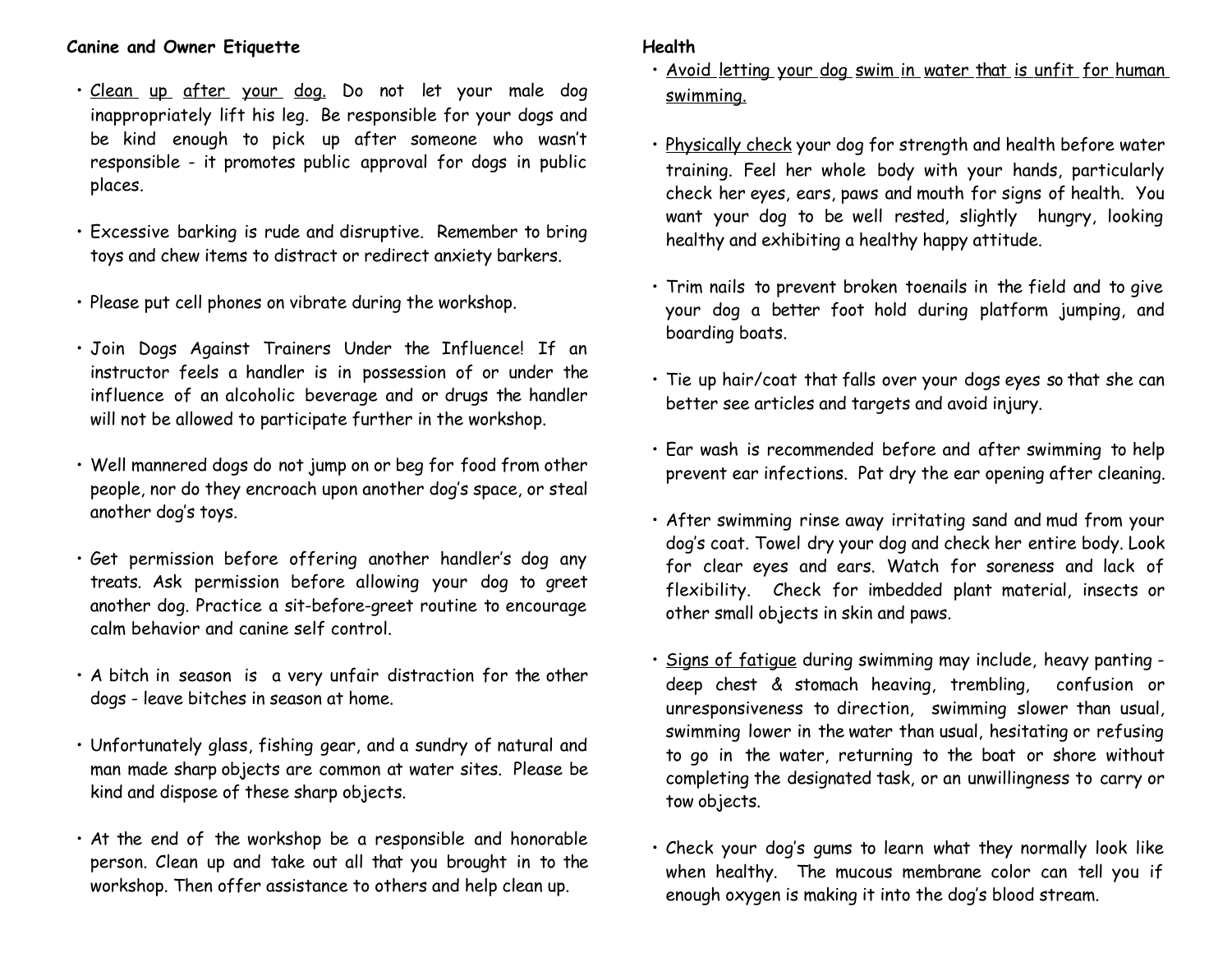**Canine and Owner Etiquette**

- Clean up after your dog. Do not let your male dog inappropriately lift his leg. Be responsible for your dogs and be kind enough to pick up after someone who wasn't responsible - it promotes public approval for dogs in public places.
- Excessive barking is rude and disruptive. Remember to bring toys and chew items to distract or redirect anxiety barkers.
- Please put cell phones on vibrate during the workshop.
- Join Dogs Against Trainers Under the Influence! If an instructor feels a handler is in possession of or under the influence of an alcoholic beverage and or drugs the handler will not be allowed to participate further in the workshop.
- Well mannered dogs do not jump on or beg for food from other people, nor do they encroach upon another dog's space, or steal another dog's toys.
- Get permission before offering another handler's dog any treats. Ask permission before allowing your dog to greet another dog. Practice a sit-before-greet routine to encourage calm behavior and canine self control.
- A bitch in season is a very unfair distraction for the other dogs - leave bitches in season at home.
- Unfortunately glass, fishing gear, and a sundry of natural and man made sharp objects are common at water sites. Please be kind and dispose of these sharp objects.
- At the end of the workshop be a responsible and honorable person. Clean up and take out all that you brought in to the workshop. Then offer assistance to others and help clean up.

**Health**

- Avoid letting your dog swim in water that is unfit for human swimming.
- Physically check your dog for strength and health before water training. Feel her whole body with your hands, particularly check her eyes, ears, paws and mouth for signs of health. You want your dog to be well rested, slightly hungry, looking healthy and exhibiting a healthy happy attitude.
- Trim nails to prevent broken toenails in the field and to give your dog a better foot hold during platform jumping, and boarding boats.
- Tie up hair/coat that falls over your dogs eyes so that she can better see articles and targets and avoid injury.
- Ear wash is recommended before and after swimming to help prevent ear infections. Pat dry the ear opening after cleaning.
- After swimming rinse away irritating sand and mud from your dog's coat. Towel dry your dog and check her entire body. Look for clear eyes and ears. Watch for soreness and lack of flexibility. Check for imbedded plant material, insects or other small objects in skin and paws.
- Signs of fatigue during swimming may include, heavy panting - deep chest & stomach heaving, trembling, confusion or unresponsiveness to direction, swimming slower than usual, swimming lower in the water than usual, hesitating or refusing to go in the water, returning to the boat or shore without completing the designated task, or an unwillingness to carry or tow objects.
- Check your dog's gums to learn what they normally look like when healthy. The mucous membrane color can tell you if enough oxygen is making it into the dog's blood stream.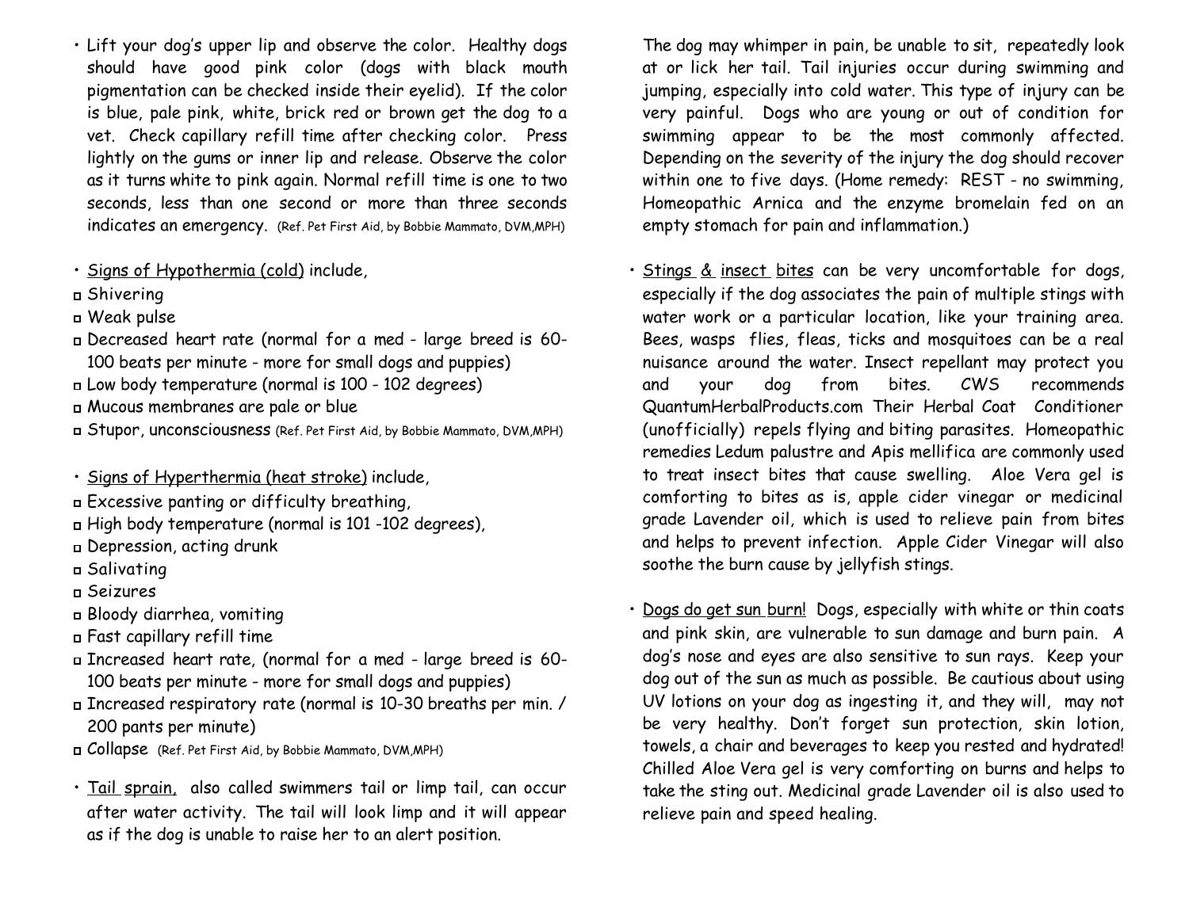- Lift your dog's upper lip and observe the color. Healthy dogs should have good pink color (dogs with black mouth pigmentation can be checked inside their eyelid). If the color is blue, pale pink, white, brick red or brown get the dog to a vet. Check capillary refill time after checking color. Press lightly on the gums or inner lip and release. Observe the color as it turns white to pink again. Normal refill time is one to two seconds, less than one second or more than three seconds indicates an emergency. (Ref. Pet First Aid, by Bobbie Mammato, DVM,MPH)

- Signs of Hypothermia (cold) include,
  - Shivering
  - Weak pulse
  - Decreased heart rate (normal for a med - large breed is 60-100 beats per minute - more for small dogs and puppies)
  - Low body temperature (normal is 100 - 102 degrees)
  - Mucous membranes are pale or blue
  - Stupor, unconsciousness (Ref. Pet First Aid, by Bobbie Mammato, DVM,MPH)

- Signs of Hyperthermia (heat stroke) include,
  - Excessive panting or difficulty breathing,
  - High body temperature (normal is 101 -102 degrees),
  - Depression, acting drunk
  - Salivating
  - Seizures
  - Bloody diarrhea, vomiting
  - Fast capillary refill time
  - Increased heart rate, (normal for a med - large breed is 60-100 beats per minute - more for small dogs and puppies)
  - Increased respiratory rate (normal is 10-30 breaths per min. / 200 pants per minute)
  - Collapse (Ref. Pet First Aid, by Bobbie Mammato, DVM,MPH)

- Tail sprain, also called swimmers tail or limp tail, can occur after water activity. The tail will look limp and it will appear as if the dog is unable to raise her to an alert position. The dog may whimper in pain, be unable to sit, repeatedly look at or lick her tail. Tail injuries occur during swimming and jumping, especially into cold water. This type of injury can be very painful. Dogs who are young or out of condition for swimming appear to be the most commonly affected. Depending on the severity of the injury the dog should recover within one to five days. (Home remedy: REST - no swimming, Homeopathic Arnica and the enzyme bromelain fed on an empty stomach for pain and inflammation.)

- Stings & insect bites can be very uncomfortable for dogs, especially if the dog associates the pain of multiple stings with water work or a particular location, like your training area. Bees, wasps flies, fleas, ticks and mosquitoes can be a real nuisance around the water. Insect repellant may protect you and your dog from bites. CWS recommends QuantumHerbalProducts.com Their Herbal Coat Conditioner (unofficially) repels flying and biting parasites. Homeopathic remedies Ledum palustre and Apis mellifica are commonly used to treat insect bites that cause swelling. Aloe Vera gel is comforting to bites as is, apple cider vinegar or medicinal grade Lavender oil, which is used to relieve pain from bites and helps to prevent infection. Apple Cider Vinegar will also soothe the burn cause by jellyfish stings.

- Dogs do get sun burn! Dogs, especially with white or thin coats and pink skin, are vulnerable to sun damage and burn pain. A dog's nose and eyes are also sensitive to sun rays. Keep your dog out of the sun as much as possible. Be cautious about using UV lotions on your dog as ingesting it, and they will, may not be very healthy. Don't forget sun protection, skin lotion, towels, a chair and beverages to keep you rested and hydrated! Chilled Aloe Vera gel is very comforting on burns and helps to take the sting out. Medicinal grade Lavender oil is also used to relieve pain and speed healing.